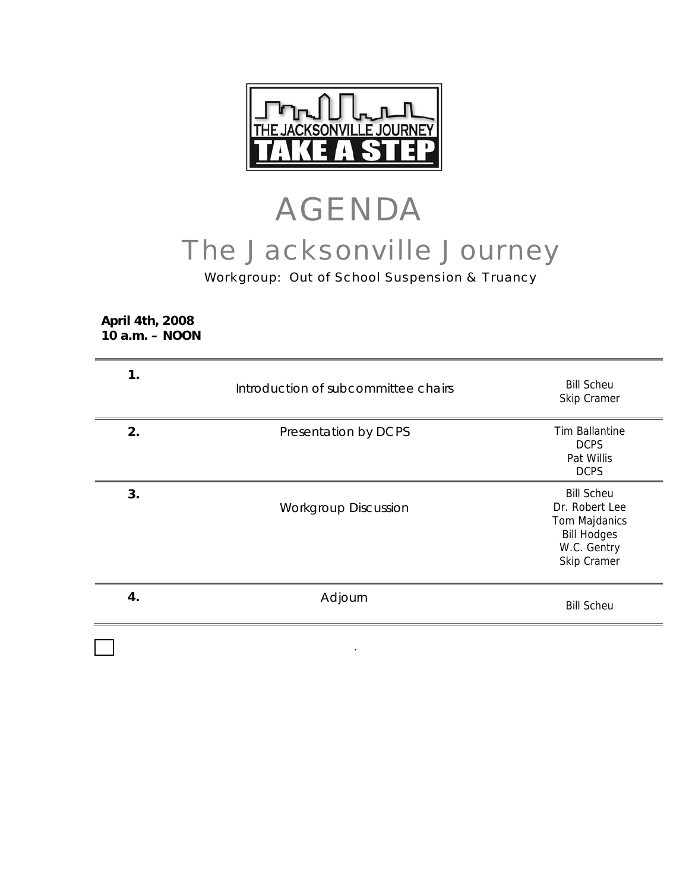THE JACKSONVILLE JOURNEY
TAKE A STEP

# AGENDA

## The Jacksonville Journey

Workgroup: Out of School Suspension & Truancy

**April 4th, 2008**
**10 a.m. – NOON**

| | | |
|---|---|---|
| **1.** | Introduction of subcommittee chairs | Bill Scheu<br>Skip Cramer |
| **2.** | Presentation by DCPS | Tim Ballantine<br>DCPS<br>Pat Willis<br>DCPS |
| **3.** | Workgroup Discussion | Bill Scheu<br>Dr. Robert Lee<br>Tom Majdanics<br>Bill Hodges<br>W.C. Gentry<br>Skip Cramer |
| **4.** | Adjourn | Bill Scheu |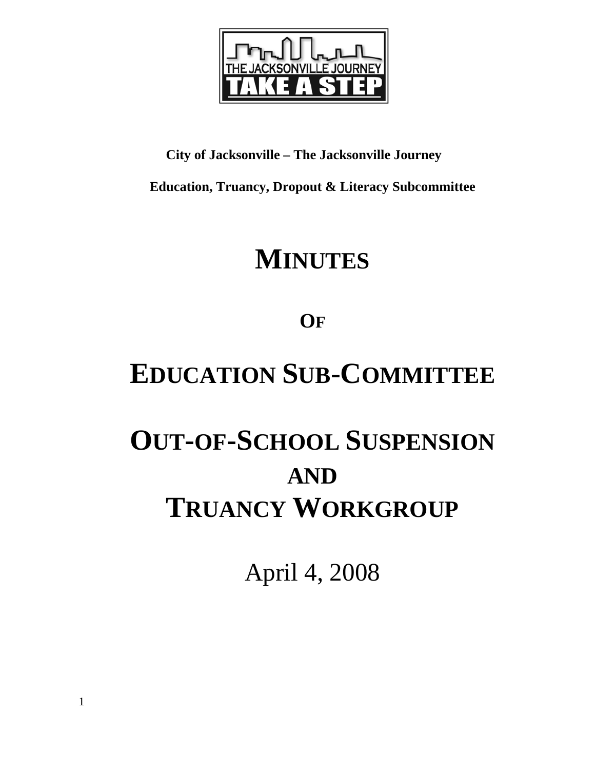**City of Jacksonville – The Jacksonville Journey**

**Education, Truancy, Dropout & Literacy Subcommittee**

# MINUTES

## OF

# EDUCATION SUB-COMMITTEE

# OUT-OF-SCHOOL SUSPENSION AND TRUANCY WORKGROUP

April 4, 2008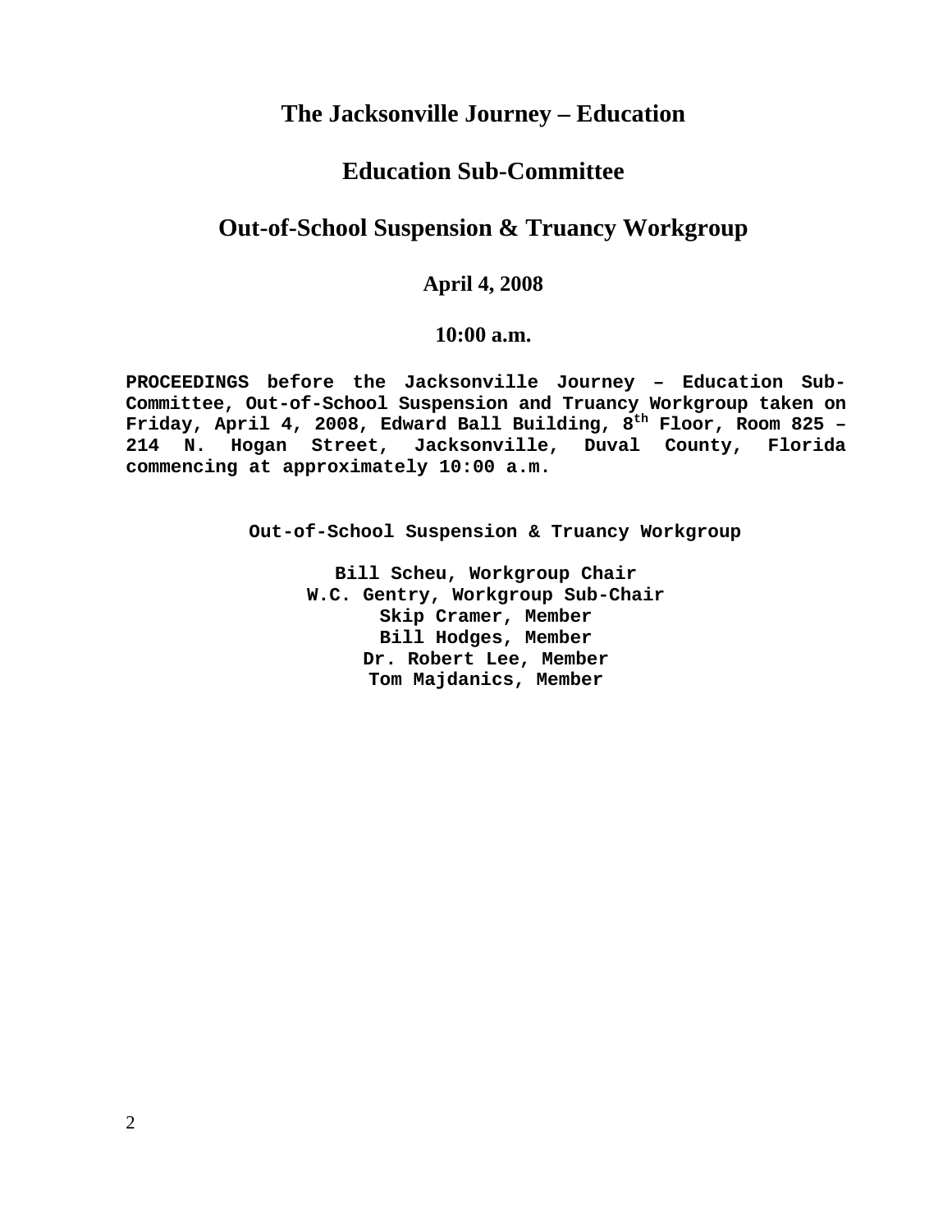# The Jacksonville Journey – Education

## Education Sub-Committee

## Out-of-School Suspension & Truancy Workgroup

### April 4, 2008

### 10:00 a.m.

**PROCEEDINGS before the Jacksonville Journey – Education Sub-Committee, Out-of-School Suspension and Truancy Workgroup taken on Friday, April 4, 2008, Edward Ball Building, 8th Floor, Room 825 – 214 N. Hogan Street, Jacksonville, Duval County, Florida commencing at approximately 10:00 a.m.**

**Out-of-School Suspension & Truancy Workgroup**

**Bill Scheu, Workgroup Chair**
**W.C. Gentry, Workgroup Sub-Chair**
**Skip Cramer, Member**
**Bill Hodges, Member**
**Dr. Robert Lee, Member**
**Tom Majdanics, Member**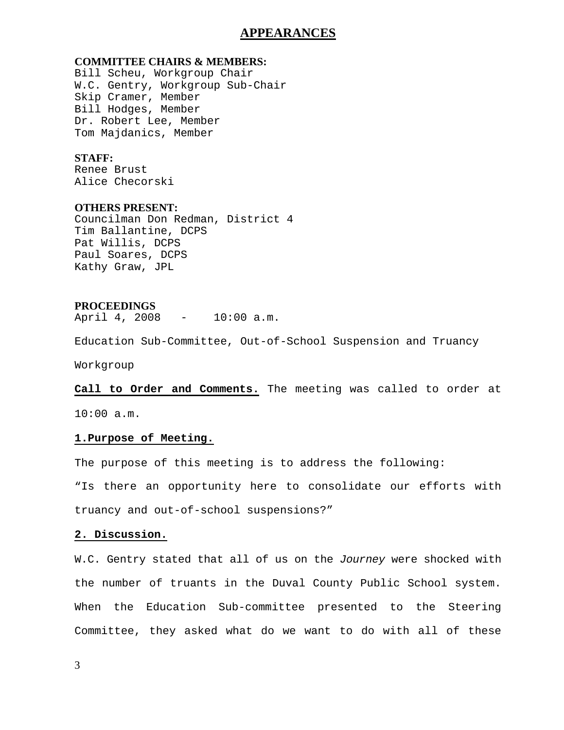# APPEARANCES

**COMMITTEE CHAIRS & MEMBERS:**
Bill Scheu, Workgroup Chair
W.C. Gentry, Workgroup Sub-Chair
Skip Cramer, Member
Bill Hodges, Member
Dr. Robert Lee, Member
Tom Majdanics, Member

**STAFF:**
Renee Brust
Alice Checorski

**OTHERS PRESENT:**
Councilman Don Redman, District 4
Tim Ballantine, DCPS
Pat Willis, DCPS
Paul Soares, DCPS
Kathy Graw, JPL

**PROCEEDINGS**
April 4, 2008 - 10:00 a.m.

Education Sub-Committee, Out-of-School Suspension and Truancy Workgroup

**Call to Order and Comments.** The meeting was called to order at 10:00 a.m.

**1.Purpose of Meeting.**

The purpose of this meeting is to address the following:

"Is there an opportunity here to consolidate our efforts with truancy and out-of-school suspensions?"

**2. Discussion.**

W.C. Gentry stated that all of us on the *Journey* were shocked with the number of truants in the Duval County Public School system. When the Education Sub-committee presented to the Steering Committee, they asked what do we want to do with all of these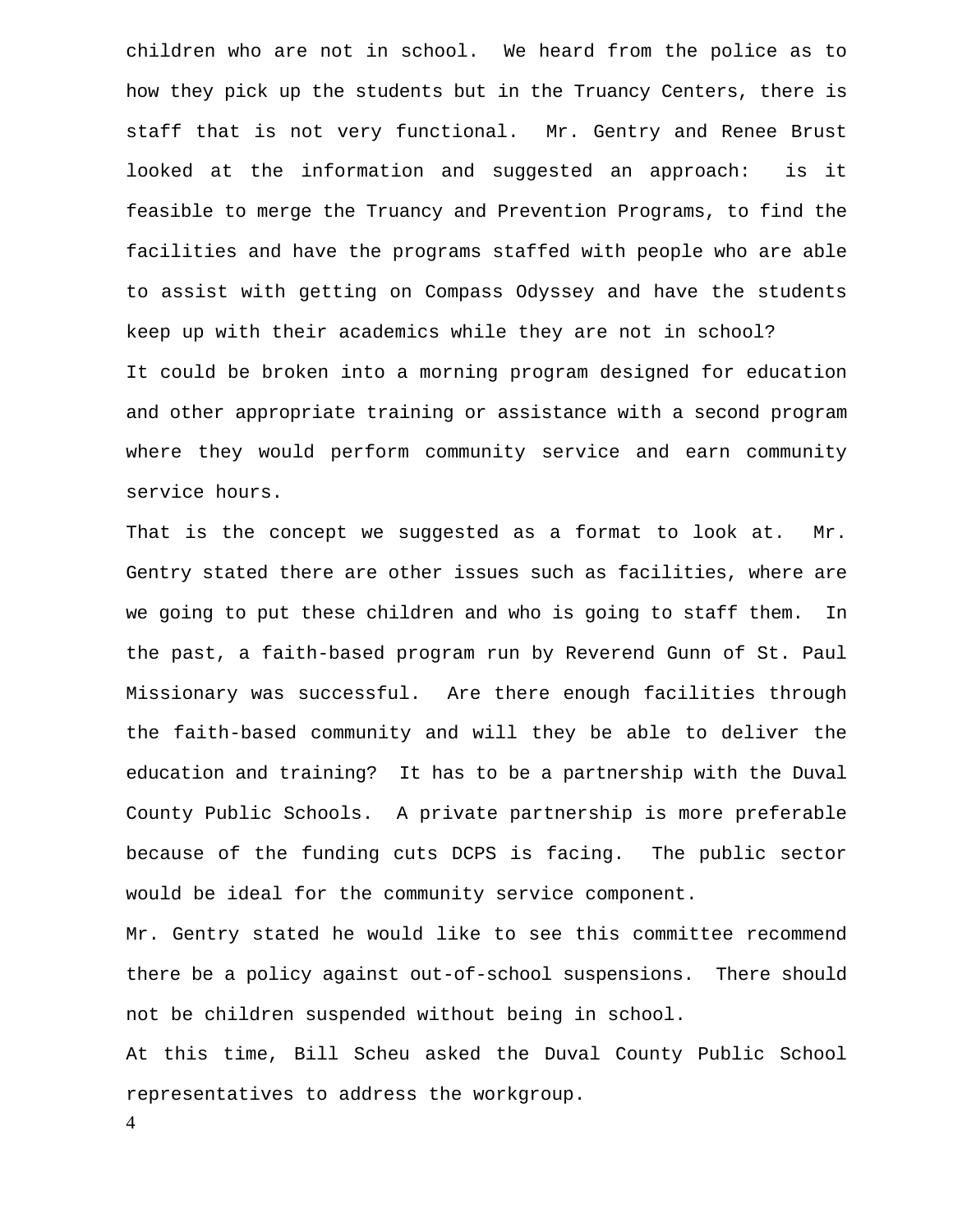children who are not in school. We heard from the police as to how they pick up the students but in the Truancy Centers, there is staff that is not very functional. Mr. Gentry and Renee Brust looked at the information and suggested an approach: is it feasible to merge the Truancy and Prevention Programs, to find the facilities and have the programs staffed with people who are able to assist with getting on Compass Odyssey and have the students keep up with their academics while they are not in school?

It could be broken into a morning program designed for education and other appropriate training or assistance with a second program where they would perform community service and earn community service hours.

That is the concept we suggested as a format to look at. Mr. Gentry stated there are other issues such as facilities, where are we going to put these children and who is going to staff them. In the past, a faith-based program run by Reverend Gunn of St. Paul Missionary was successful. Are there enough facilities through the faith-based community and will they be able to deliver the education and training? It has to be a partnership with the Duval County Public Schools. A private partnership is more preferable because of the funding cuts DCPS is facing. The public sector would be ideal for the community service component.

Mr. Gentry stated he would like to see this committee recommend there be a policy against out-of-school suspensions. There should not be children suspended without being in school.

At this time, Bill Scheu asked the Duval County Public School representatives to address the workgroup.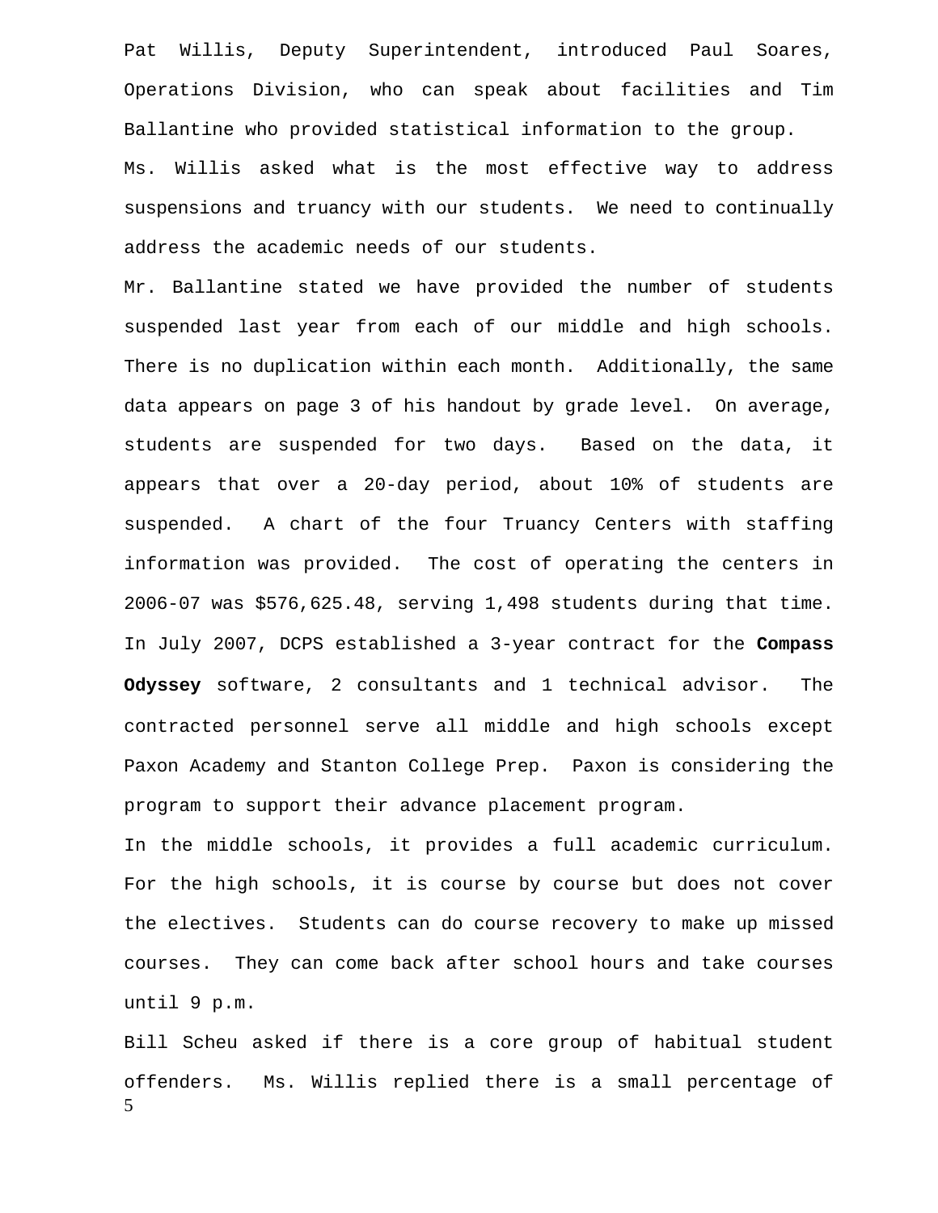Pat Willis, Deputy Superintendent, introduced Paul Soares, Operations Division, who can speak about facilities and Tim Ballantine who provided statistical information to the group.

Ms. Willis asked what is the most effective way to address suspensions and truancy with our students. We need to continually address the academic needs of our students.

Mr. Ballantine stated we have provided the number of students suspended last year from each of our middle and high schools. There is no duplication within each month. Additionally, the same data appears on page 3 of his handout by grade level. On average, students are suspended for two days. Based on the data, it appears that over a 20-day period, about 10% of students are suspended. A chart of the four Truancy Centers with staffing information was provided. The cost of operating the centers in 2006-07 was $576,625.48, serving 1,498 students during that time. In July 2007, DCPS established a 3-year contract for the **Compass Odyssey** software, 2 consultants and 1 technical advisor. The contracted personnel serve all middle and high schools except Paxon Academy and Stanton College Prep. Paxon is considering the program to support their advance placement program.

In the middle schools, it provides a full academic curriculum. For the high schools, it is course by course but does not cover the electives. Students can do course recovery to make up missed courses. They can come back after school hours and take courses until 9 p.m.

Bill Scheu asked if there is a core group of habitual student offenders. Ms. Willis replied there is a small percentage of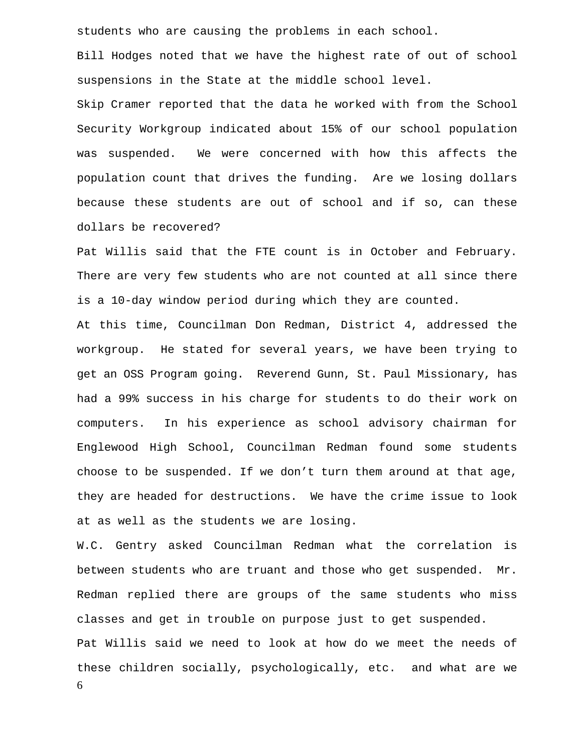students who are causing the problems in each school.

Bill Hodges noted that we have the highest rate of out of school suspensions in the State at the middle school level.

Skip Cramer reported that the data he worked with from the School Security Workgroup indicated about 15% of our school population was suspended. We were concerned with how this affects the population count that drives the funding. Are we losing dollars because these students are out of school and if so, can these dollars be recovered?

Pat Willis said that the FTE count is in October and February. There are very few students who are not counted at all since there is a 10-day window period during which they are counted.

At this time, Councilman Don Redman, District 4, addressed the workgroup. He stated for several years, we have been trying to get an OSS Program going. Reverend Gunn, St. Paul Missionary, has had a 99% success in his charge for students to do their work on computers. In his experience as school advisory chairman for Englewood High School, Councilman Redman found some students choose to be suspended. If we don't turn them around at that age, they are headed for destructions. We have the crime issue to look at as well as the students we are losing.

W.C. Gentry asked Councilman Redman what the correlation is between students who are truant and those who get suspended. Mr. Redman replied there are groups of the same students who miss classes and get in trouble on purpose just to get suspended.

Pat Willis said we need to look at how do we meet the needs of these children socially, psychologically, etc. and what are we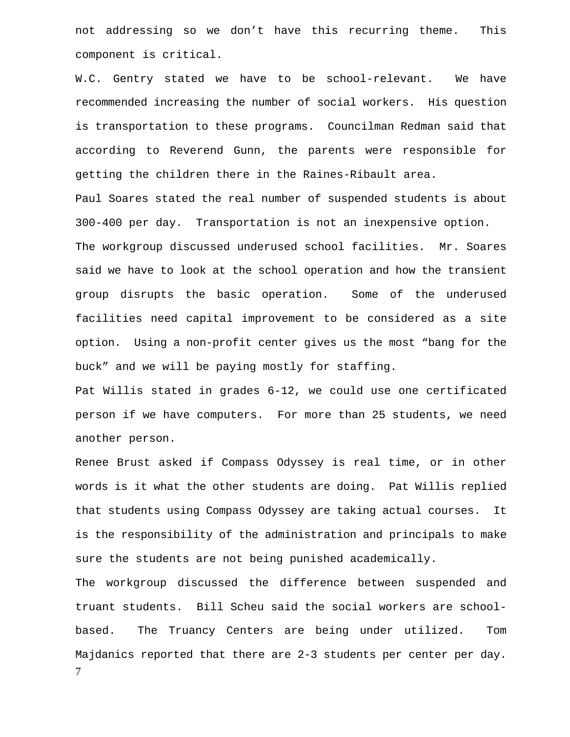not addressing so we don't have this recurring theme. This component is critical.

W.C. Gentry stated we have to be school-relevant. We have recommended increasing the number of social workers. His question is transportation to these programs. Councilman Redman said that according to Reverend Gunn, the parents were responsible for getting the children there in the Raines-Ribault area.

Paul Soares stated the real number of suspended students is about 300-400 per day. Transportation is not an inexpensive option.

The workgroup discussed underused school facilities. Mr. Soares said we have to look at the school operation and how the transient group disrupts the basic operation. Some of the underused facilities need capital improvement to be considered as a site option. Using a non-profit center gives us the most "bang for the buck" and we will be paying mostly for staffing.

Pat Willis stated in grades 6-12, we could use one certificated person if we have computers. For more than 25 students, we need another person.

Renee Brust asked if Compass Odyssey is real time, or in other words is it what the other students are doing. Pat Willis replied that students using Compass Odyssey are taking actual courses. It is the responsibility of the administration and principals to make sure the students are not being punished academically.

The workgroup discussed the difference between suspended and truant students. Bill Scheu said the social workers are school-based. The Truancy Centers are being under utilized. Tom Majdanics reported that there are 2-3 students per center per day.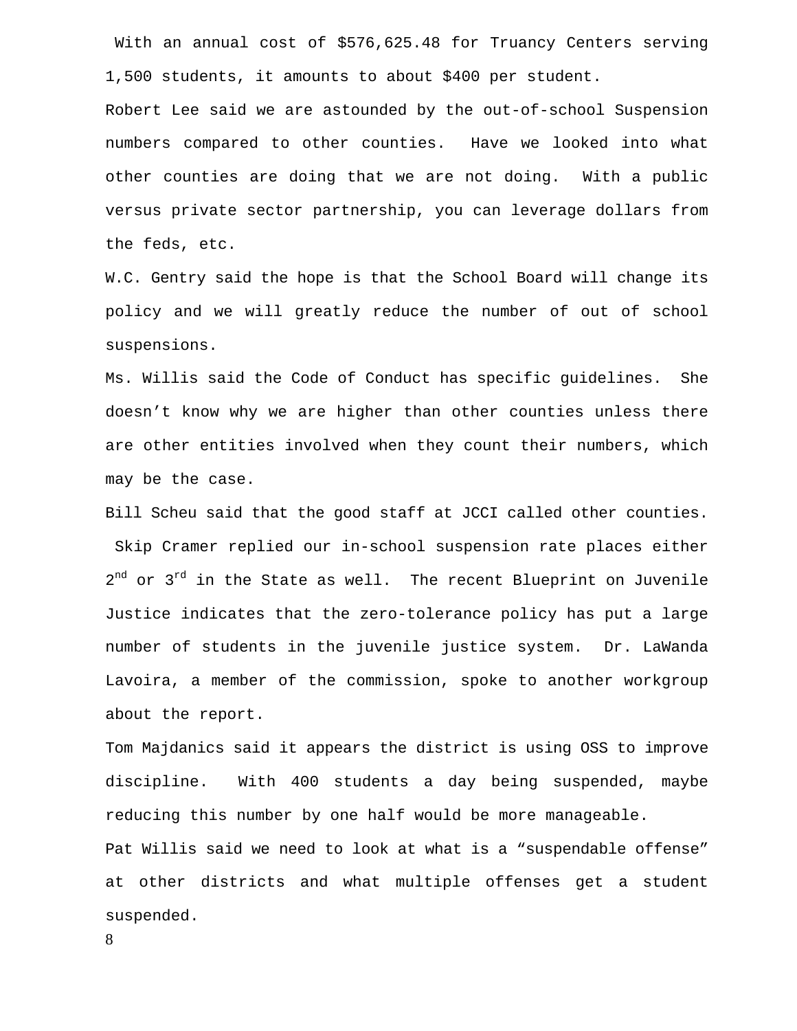With an annual cost of $576,625.48 for Truancy Centers serving 1,500 students, it amounts to about $400 per student.

Robert Lee said we are astounded by the out-of-school Suspension numbers compared to other counties. Have we looked into what other counties are doing that we are not doing. With a public versus private sector partnership, you can leverage dollars from the feds, etc.

W.C. Gentry said the hope is that the School Board will change its policy and we will greatly reduce the number of out of school suspensions.

Ms. Willis said the Code of Conduct has specific guidelines. She doesn't know why we are higher than other counties unless there are other entities involved when they count their numbers, which may be the case.

Bill Scheu said that the good staff at JCCI called other counties. Skip Cramer replied our in-school suspension rate places either 2nd or 3rd in the State as well. The recent Blueprint on Juvenile Justice indicates that the zero-tolerance policy has put a large number of students in the juvenile justice system. Dr. LaWanda Lavoira, a member of the commission, spoke to another workgroup about the report.

Tom Majdanics said it appears the district is using OSS to improve discipline. With 400 students a day being suspended, maybe reducing this number by one half would be more manageable.

Pat Willis said we need to look at what is a "suspendable offense" at other districts and what multiple offenses get a student suspended.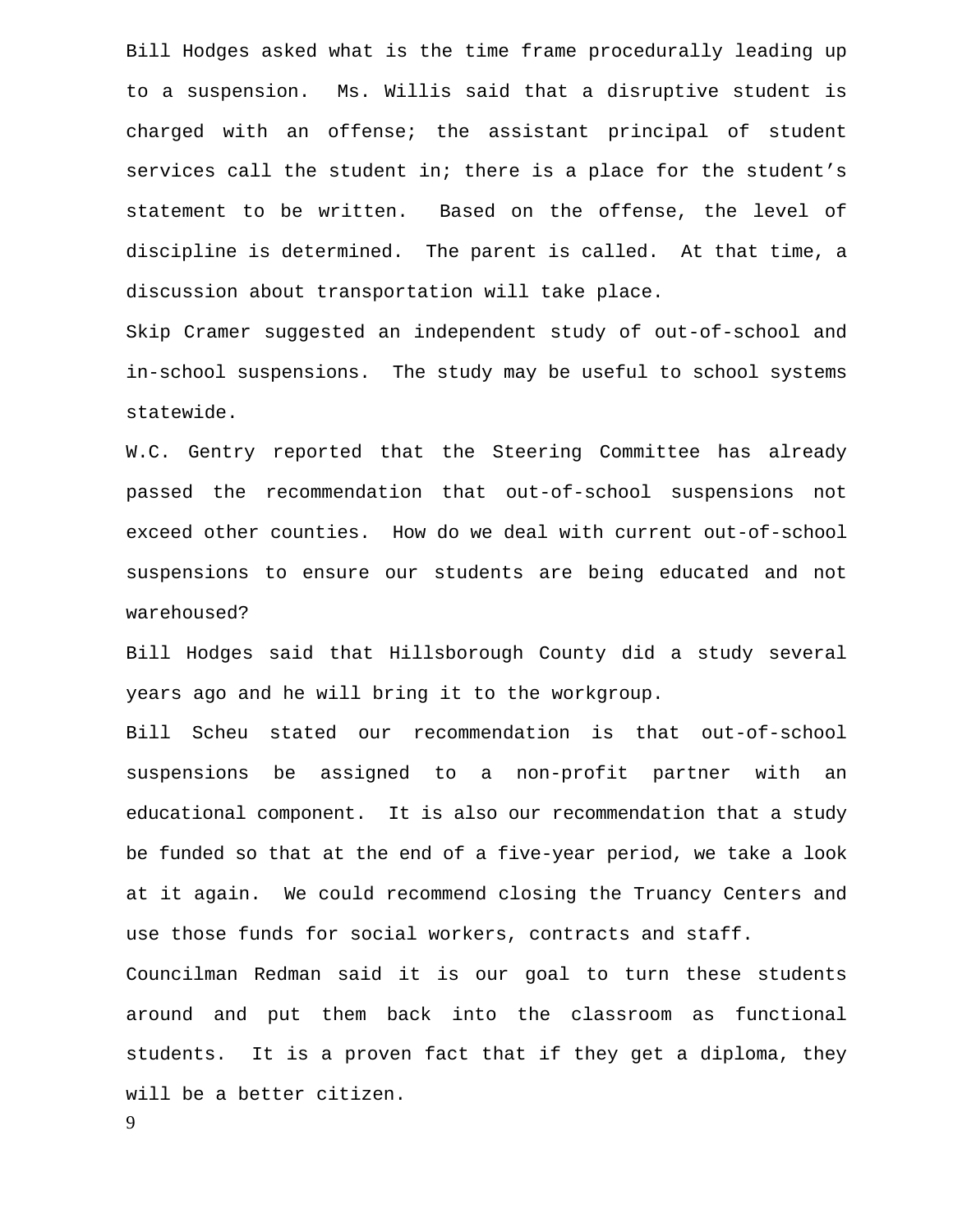Bill Hodges asked what is the time frame procedurally leading up to a suspension. Ms. Willis said that a disruptive student is charged with an offense; the assistant principal of student services call the student in; there is a place for the student's statement to be written. Based on the offense, the level of discipline is determined. The parent is called. At that time, a discussion about transportation will take place.

Skip Cramer suggested an independent study of out-of-school and in-school suspensions. The study may be useful to school systems statewide.

W.C. Gentry reported that the Steering Committee has already passed the recommendation that out-of-school suspensions not exceed other counties. How do we deal with current out-of-school suspensions to ensure our students are being educated and not warehoused?

Bill Hodges said that Hillsborough County did a study several years ago and he will bring it to the workgroup.

Bill Scheu stated our recommendation is that out-of-school suspensions be assigned to a non-profit partner with an educational component. It is also our recommendation that a study be funded so that at the end of a five-year period, we take a look at it again. We could recommend closing the Truancy Centers and use those funds for social workers, contracts and staff.

Councilman Redman said it is our goal to turn these students around and put them back into the classroom as functional students. It is a proven fact that if they get a diploma, they will be a better citizen.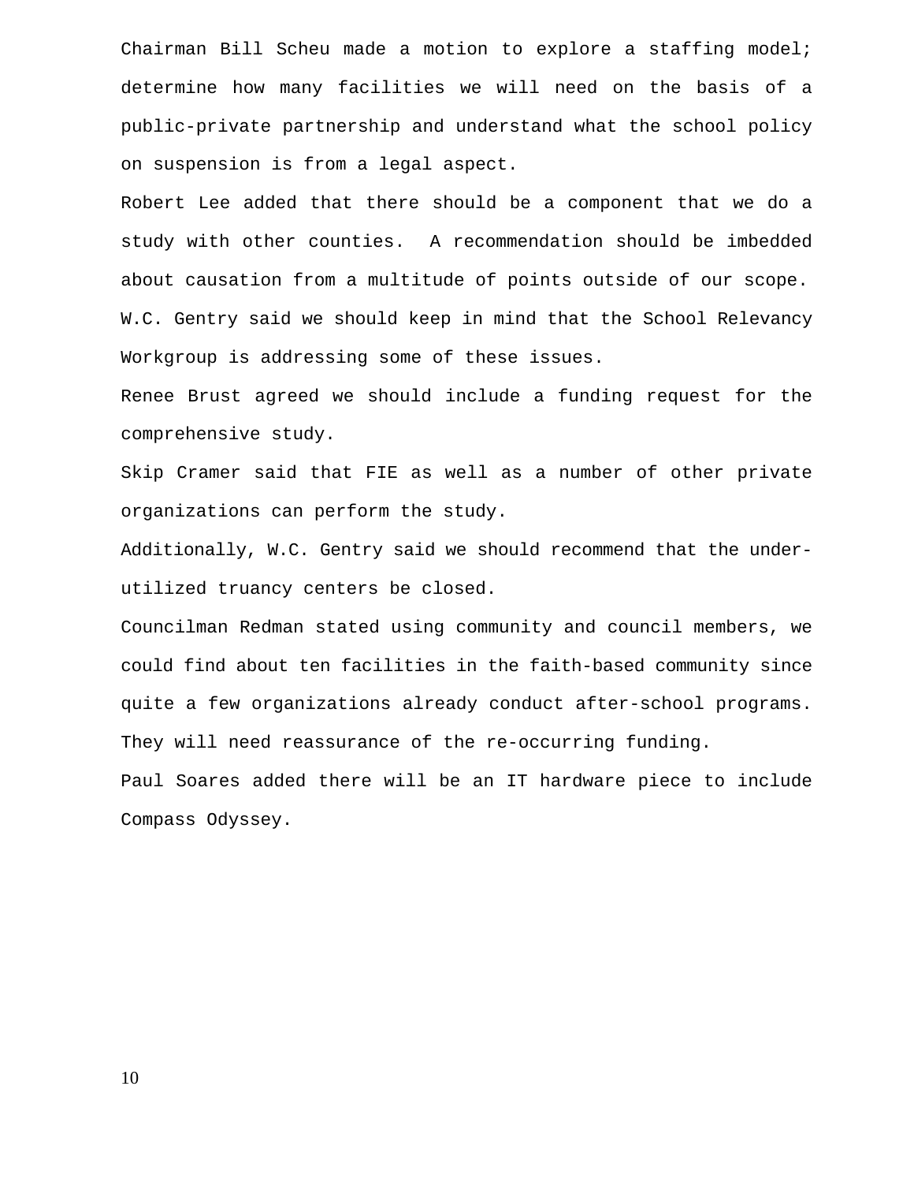Chairman Bill Scheu made a motion to explore a staffing model; determine how many facilities we will need on the basis of a public-private partnership and understand what the school policy on suspension is from a legal aspect.

Robert Lee added that there should be a component that we do a study with other counties. A recommendation should be imbedded about causation from a multitude of points outside of our scope.

W.C. Gentry said we should keep in mind that the School Relevancy Workgroup is addressing some of these issues.

Renee Brust agreed we should include a funding request for the comprehensive study.

Skip Cramer said that FIE as well as a number of other private organizations can perform the study.

Additionally, W.C. Gentry said we should recommend that the under-utilized truancy centers be closed.

Councilman Redman stated using community and council members, we could find about ten facilities in the faith-based community since quite a few organizations already conduct after-school programs. They will need reassurance of the re-occurring funding.

Paul Soares added there will be an IT hardware piece to include Compass Odyssey.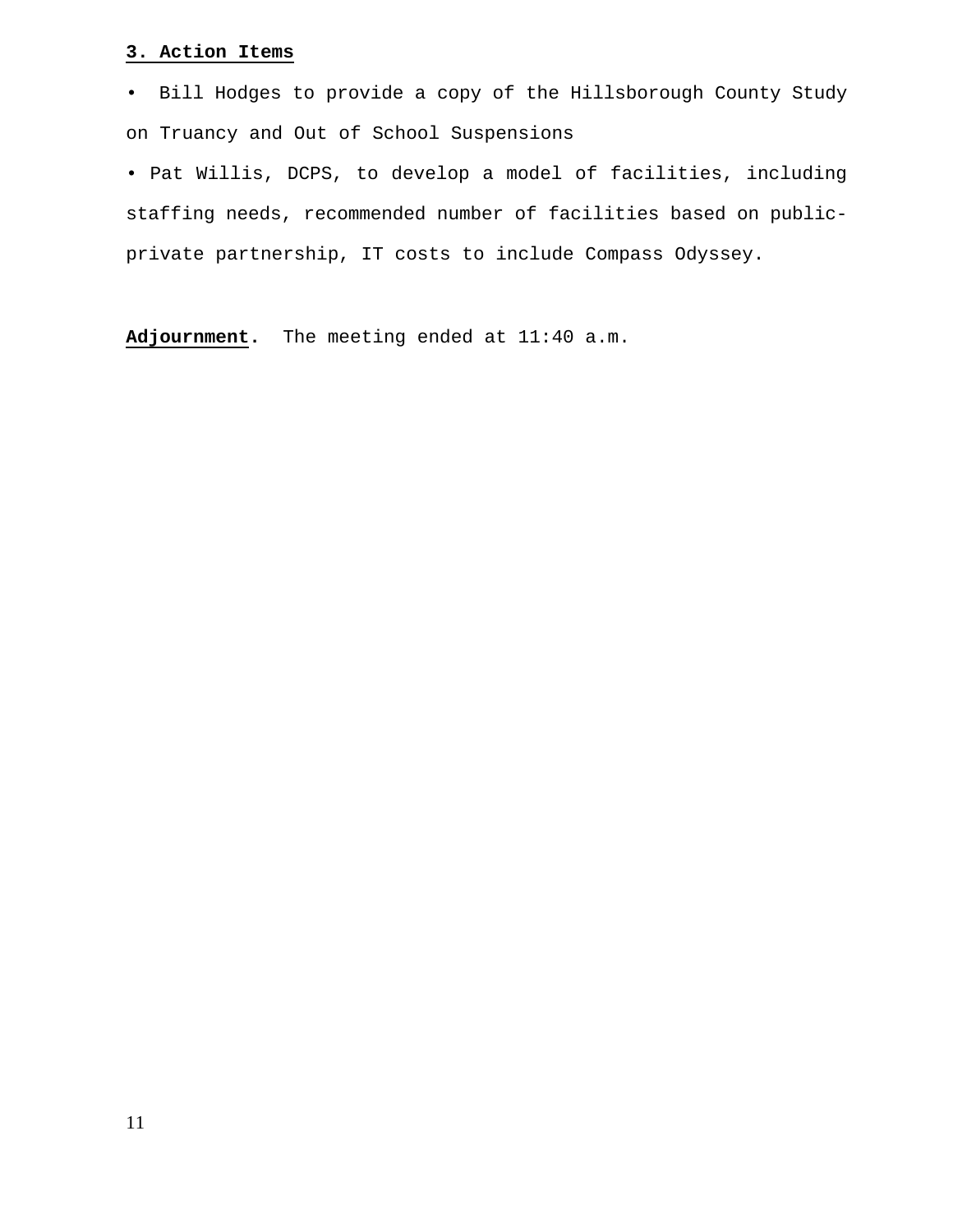**3. Action Items**

- Bill Hodges to provide a copy of the Hillsborough County Study on Truancy and Out of School Suspensions
- Pat Willis, DCPS, to develop a model of facilities, including staffing needs, recommended number of facilities based on public-private partnership, IT costs to include Compass Odyssey.

**Adjournment.** The meeting ended at 11:40 a.m.